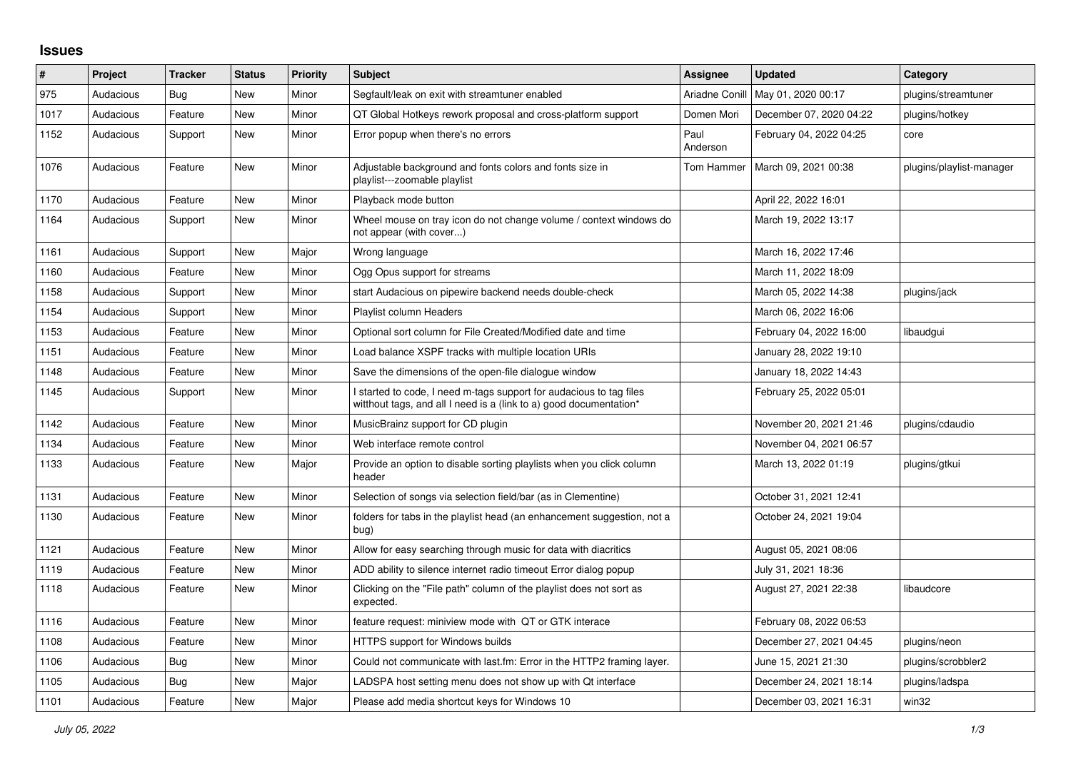# Issues

| # | Project | Tracker | Status | Priority | Subject | Assignee | Updated | Category |
|---|---|---|---|---|---|---|---|---|
| 975 | Audacious | Bug | New | Minor | Segfault/leak on exit with streamtuner enabled | Ariadne Conill | May 01, 2020 00:17 | plugins/streamtuner |
| 1017 | Audacious | Feature | New | Minor | QT Global Hotkeys rework proposal and cross-platform support | Domen Mori | December 07, 2020 04:22 | plugins/hotkey |
| 1152 | Audacious | Support | New | Minor | Error popup when there's no errors | Paul Anderson | February 04, 2022 04:25 | core |
| 1076 | Audacious | Feature | New | Minor | Adjustable background and fonts colors and fonts size in playlist---zoomable playlist | Tom Hammer | March 09, 2021 00:38 | plugins/playlist-manager |
| 1170 | Audacious | Feature | New | Minor | Playback mode button | | April 22, 2022 16:01 | |
| 1164 | Audacious | Support | New | Minor | Wheel mouse on tray icon do not change volume / context windows do not appear (with cover...) | | March 19, 2022 13:17 | |
| 1161 | Audacious | Support | New | Major | Wrong language | | March 16, 2022 17:46 | |
| 1160 | Audacious | Feature | New | Minor | Ogg Opus support for streams | | March 11, 2022 18:09 | |
| 1158 | Audacious | Support | New | Minor | start Audacious on pipewire backend needs double-check | | March 05, 2022 14:38 | plugins/jack |
| 1154 | Audacious | Support | New | Minor | Playlist column Headers | | March 06, 2022 16:06 | |
| 1153 | Audacious | Feature | New | Minor | Optional sort column for File Created/Modified date and time | | February 04, 2022 16:00 | libaudgui |
| 1151 | Audacious | Feature | New | Minor | Load balance XSPF tracks with multiple location URIs | | January 28, 2022 19:10 | |
| 1148 | Audacious | Feature | New | Minor | Save the dimensions of the open-file dialogue window | | January 18, 2022 14:43 | |
| 1145 | Audacious | Support | New | Minor | I started to code, I need m-tags support for audacious to tag files witthout tags, and all I need is a (link to a) good documentation* | | February 25, 2022 05:01 | |
| 1142 | Audacious | Feature | New | Minor | MusicBrainz support for CD plugin | | November 20, 2021 21:46 | plugins/cdaudio |
| 1134 | Audacious | Feature | New | Minor | Web interface remote control | | November 04, 2021 06:57 | |
| 1133 | Audacious | Feature | New | Major | Provide an option to disable sorting playlists when you click column header | | March 13, 2022 01:19 | plugins/gtkui |
| 1131 | Audacious | Feature | New | Minor | Selection of songs via selection field/bar (as in Clementine) | | October 31, 2021 12:41 | |
| 1130 | Audacious | Feature | New | Minor | folders for tabs in the playlist head (an enhancement suggestion, not a bug) | | October 24, 2021 19:04 | |
| 1121 | Audacious | Feature | New | Minor | Allow for easy searching through music for data with diacritics | | August 05, 2021 08:06 | |
| 1119 | Audacious | Feature | New | Minor | ADD ability to silence internet radio timeout Error dialog popup | | July 31, 2021 18:36 | |
| 1118 | Audacious | Feature | New | Minor | Clicking on the "File path" column of the playlist does not sort as expected. | | August 27, 2021 22:38 | libaudcore |
| 1116 | Audacious | Feature | New | Minor | feature request: miniview mode with QT or GTK interace | | February 08, 2022 06:53 | |
| 1108 | Audacious | Feature | New | Minor | HTTPS support for Windows builds | | December 27, 2021 04:45 | plugins/neon |
| 1106 | Audacious | Bug | New | Minor | Could not communicate with last.fm: Error in the HTTP2 framing layer. | | June 15, 2021 21:30 | plugins/scrobbler2 |
| 1105 | Audacious | Bug | New | Major | LADSPA host setting menu does not show up with Qt interface | | December 24, 2021 18:14 | plugins/ladspa |
| 1101 | Audacious | Feature | New | Major | Please add media shortcut keys for Windows 10 | | December 03, 2021 16:31 | win32 |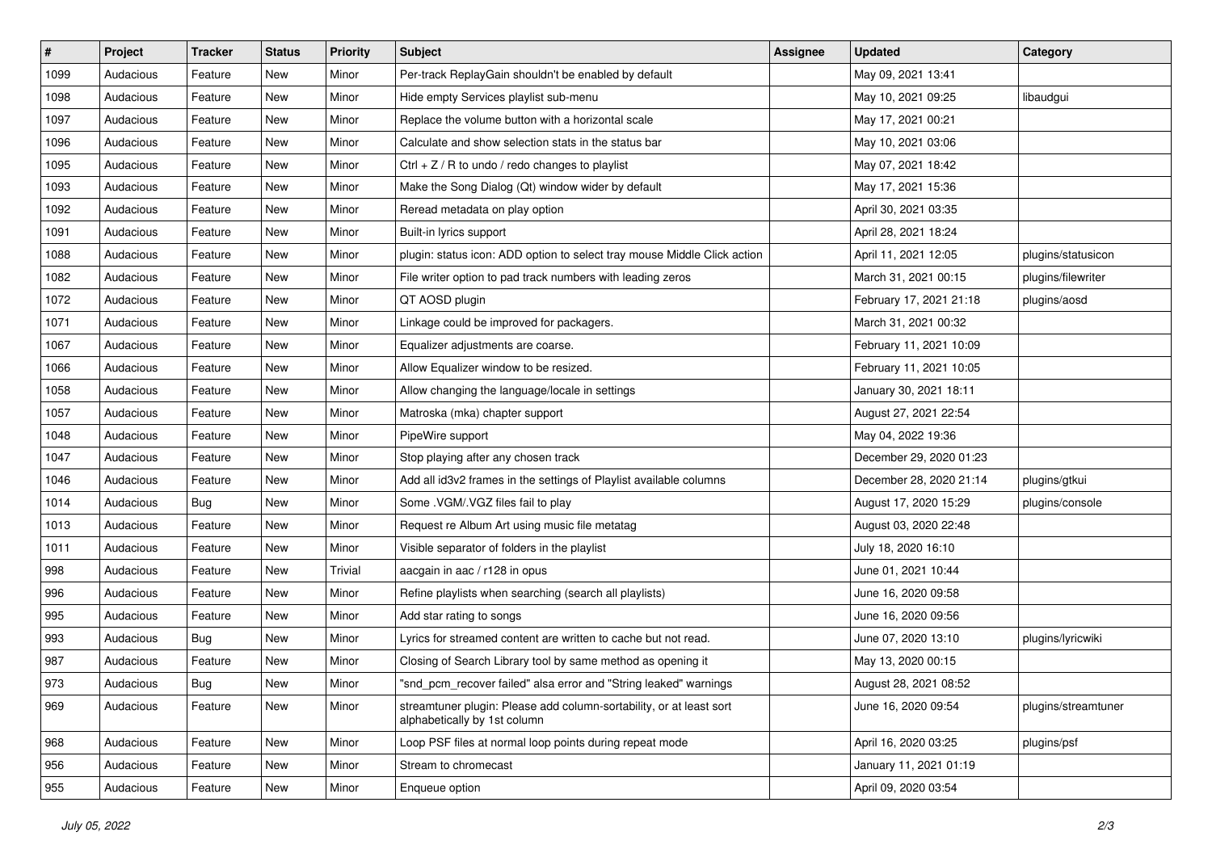| # | Project | Tracker | Status | Priority | Subject | Assignee | Updated | Category |
|---|---|---|---|---|---|---|---|---|
| 1099 | Audacious | Feature | New | Minor | Per-track ReplayGain shouldn't be enabled by default | | May 09, 2021 13:41 | |
| 1098 | Audacious | Feature | New | Minor | Hide empty Services playlist sub-menu | | May 10, 2021 09:25 | libaudgui |
| 1097 | Audacious | Feature | New | Minor | Replace the volume button with a horizontal scale | | May 17, 2021 00:21 | |
| 1096 | Audacious | Feature | New | Minor | Calculate and show selection stats in the status bar | | May 10, 2021 03:06 | |
| 1095 | Audacious | Feature | New | Minor | Ctrl + Z / R to undo / redo changes to playlist | | May 07, 2021 18:42 | |
| 1093 | Audacious | Feature | New | Minor | Make the Song Dialog (Qt) window wider by default | | May 17, 2021 15:36 | |
| 1092 | Audacious | Feature | New | Minor | Reread metadata on play option | | April 30, 2021 03:35 | |
| 1091 | Audacious | Feature | New | Minor | Built-in lyrics support | | April 28, 2021 18:24 | |
| 1088 | Audacious | Feature | New | Minor | plugin: status icon: ADD option to select tray mouse Middle Click action | | April 11, 2021 12:05 | plugins/statusicon |
| 1082 | Audacious | Feature | New | Minor | File writer option to pad track numbers with leading zeros | | March 31, 2021 00:15 | plugins/filewriter |
| 1072 | Audacious | Feature | New | Minor | QT AOSD plugin | | February 17, 2021 21:18 | plugins/aosd |
| 1071 | Audacious | Feature | New | Minor | Linkage could be improved for packagers. | | March 31, 2021 00:32 | |
| 1067 | Audacious | Feature | New | Minor | Equalizer adjustments are coarse. | | February 11, 2021 10:09 | |
| 1066 | Audacious | Feature | New | Minor | Allow Equalizer window to be resized. | | February 11, 2021 10:05 | |
| 1058 | Audacious | Feature | New | Minor | Allow changing the language/locale in settings | | January 30, 2021 18:11 | |
| 1057 | Audacious | Feature | New | Minor | Matroska (mka) chapter support | | August 27, 2021 22:54 | |
| 1048 | Audacious | Feature | New | Minor | PipeWire support | | May 04, 2022 19:36 | |
| 1047 | Audacious | Feature | New | Minor | Stop playing after any chosen track | | December 29, 2020 01:23 | |
| 1046 | Audacious | Feature | New | Minor | Add all id3v2 frames in the settings of Playlist available columns | | December 28, 2020 21:14 | plugins/gtkui |
| 1014 | Audacious | Bug | New | Minor | Some .VGM/.VGZ files fail to play | | August 17, 2020 15:29 | plugins/console |
| 1013 | Audacious | Feature | New | Minor | Request re Album Art using music file metatag | | August 03, 2020 22:48 | |
| 1011 | Audacious | Feature | New | Minor | Visible separator of folders in the playlist | | July 18, 2020 16:10 | |
| 998 | Audacious | Feature | New | Trivial | aacgain in aac / r128 in opus | | June 01, 2021 10:44 | |
| 996 | Audacious | Feature | New | Minor | Refine playlists when searching (search all playlists) | | June 16, 2020 09:58 | |
| 995 | Audacious | Feature | New | Minor | Add star rating to songs | | June 16, 2020 09:56 | |
| 993 | Audacious | Bug | New | Minor | Lyrics for streamed content are written to cache but not read. | | June 07, 2020 13:10 | plugins/lyricwiki |
| 987 | Audacious | Feature | New | Minor | Closing of Search Library tool by same method as opening it | | May 13, 2020 00:15 | |
| 973 | Audacious | Bug | New | Minor | "snd_pcm_recover failed" alsa error and "String leaked" warnings | | August 28, 2021 08:52 | |
| 969 | Audacious | Feature | New | Minor | streamtuner plugin: Please add column-sortability, or at least sort alphabetically by 1st column | | June 16, 2020 09:54 | plugins/streamtuner |
| 968 | Audacious | Feature | New | Minor | Loop PSF files at normal loop points during repeat mode | | April 16, 2020 03:25 | plugins/psf |
| 956 | Audacious | Feature | New | Minor | Stream to chromecast | | January 11, 2021 01:19 | |
| 955 | Audacious | Feature | New | Minor | Enqueue option | | April 09, 2020 03:54 | |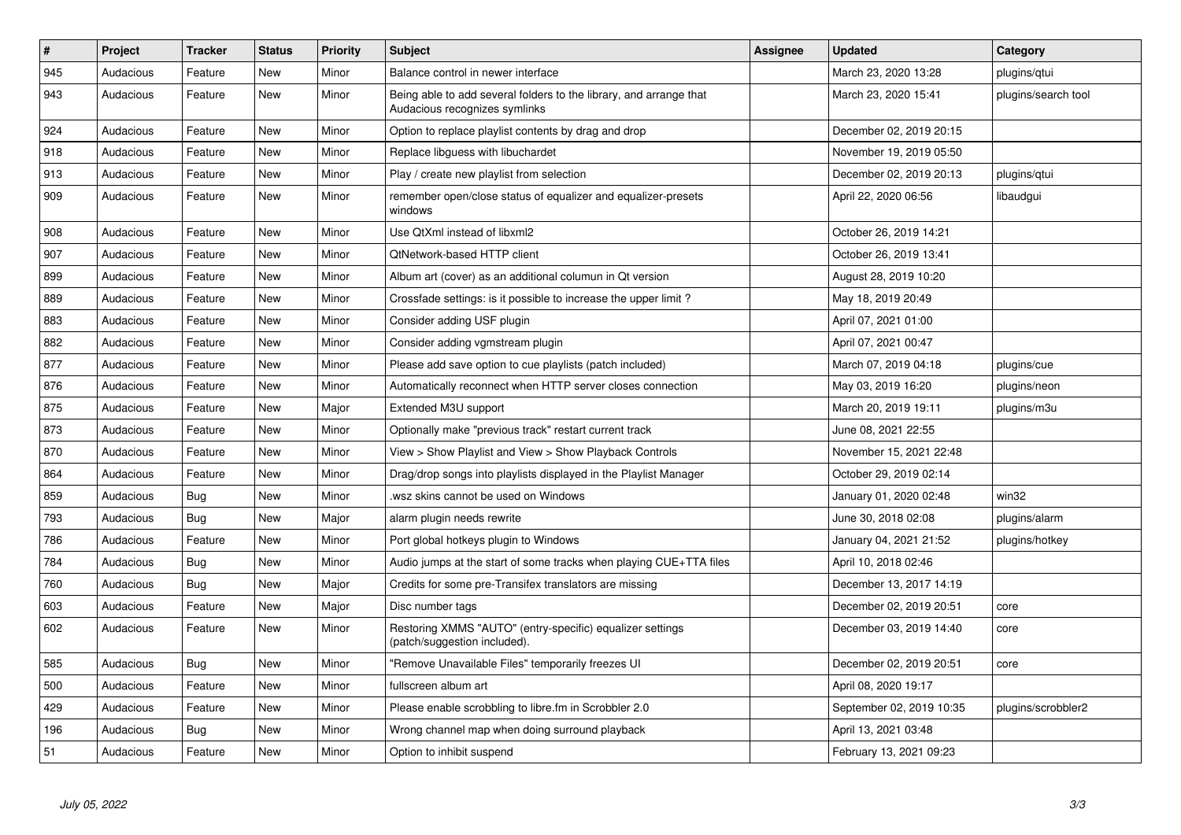| # | Project | Tracker | Status | Priority | Subject | Assignee | Updated | Category |
|---|---|---|---|---|---|---|---|---|
| 945 | Audacious | Feature | New | Minor | Balance control in newer interface | | March 23, 2020 13:28 | plugins/qtui |
| 943 | Audacious | Feature | New | Minor | Being able to add several folders to the library, and arrange that Audacious recognizes symlinks | | March 23, 2020 15:41 | plugins/search tool |
| 924 | Audacious | Feature | New | Minor | Option to replace playlist contents by drag and drop | | December 02, 2019 20:15 | |
| 918 | Audacious | Feature | New | Minor | Replace libguess with libuchardet | | November 19, 2019 05:50 | |
| 913 | Audacious | Feature | New | Minor | Play / create new playlist from selection | | December 02, 2019 20:13 | plugins/qtui |
| 909 | Audacious | Feature | New | Minor | remember open/close status of equalizer and equalizer-presets windows | | April 22, 2020 06:56 | libaudgui |
| 908 | Audacious | Feature | New | Minor | Use QtXml instead of libxml2 | | October 26, 2019 14:21 | |
| 907 | Audacious | Feature | New | Minor | QtNetwork-based HTTP client | | October 26, 2019 13:41 | |
| 899 | Audacious | Feature | New | Minor | Album art (cover) as an additional columun in Qt version | | August 28, 2019 10:20 | |
| 889 | Audacious | Feature | New | Minor | Crossfade settings: is it possible to increase the upper limit ? | | May 18, 2019 20:49 | |
| 883 | Audacious | Feature | New | Minor | Consider adding USF plugin | | April 07, 2021 01:00 | |
| 882 | Audacious | Feature | New | Minor | Consider adding vgmstream plugin | | April 07, 2021 00:47 | |
| 877 | Audacious | Feature | New | Minor | Please add save option to cue playlists (patch included) | | March 07, 2019 04:18 | plugins/cue |
| 876 | Audacious | Feature | New | Minor | Automatically reconnect when HTTP server closes connection | | May 03, 2019 16:20 | plugins/neon |
| 875 | Audacious | Feature | New | Major | Extended M3U support | | March 20, 2019 19:11 | plugins/m3u |
| 873 | Audacious | Feature | New | Minor | Optionally make "previous track" restart current track | | June 08, 2021 22:55 | |
| 870 | Audacious | Feature | New | Minor | View > Show Playlist and View > Show Playback Controls | | November 15, 2021 22:48 | |
| 864 | Audacious | Feature | New | Minor | Drag/drop songs into playlists displayed in the Playlist Manager | | October 29, 2019 02:14 | |
| 859 | Audacious | Bug | New | Minor | .wsz skins cannot be used on Windows | | January 01, 2020 02:48 | win32 |
| 793 | Audacious | Bug | New | Major | alarm plugin needs rewrite | | June 30, 2018 02:08 | plugins/alarm |
| 786 | Audacious | Feature | New | Minor | Port global hotkeys plugin to Windows | | January 04, 2021 21:52 | plugins/hotkey |
| 784 | Audacious | Bug | New | Minor | Audio jumps at the start of some tracks when playing CUE+TTA files | | April 10, 2018 02:46 | |
| 760 | Audacious | Bug | New | Major | Credits for some pre-Transifex translators are missing | | December 13, 2017 14:19 | |
| 603 | Audacious | Feature | New | Major | Disc number tags | | December 02, 2019 20:51 | core |
| 602 | Audacious | Feature | New | Minor | Restoring XMMS "AUTO" (entry-specific) equalizer settings (patch/suggestion included). | | December 03, 2019 14:40 | core |
| 585 | Audacious | Bug | New | Minor | "Remove Unavailable Files" temporarily freezes UI | | December 02, 2019 20:51 | core |
| 500 | Audacious | Feature | New | Minor | fullscreen album art | | April 08, 2020 19:17 | |
| 429 | Audacious | Feature | New | Minor | Please enable scrobbling to libre.fm in Scrobbler 2.0 | | September 02, 2019 10:35 | plugins/scrobbler2 |
| 196 | Audacious | Bug | New | Minor | Wrong channel map when doing surround playback | | April 13, 2021 03:48 | |
| 51 | Audacious | Feature | New | Minor | Option to inhibit suspend | | February 13, 2021 09:23 | |